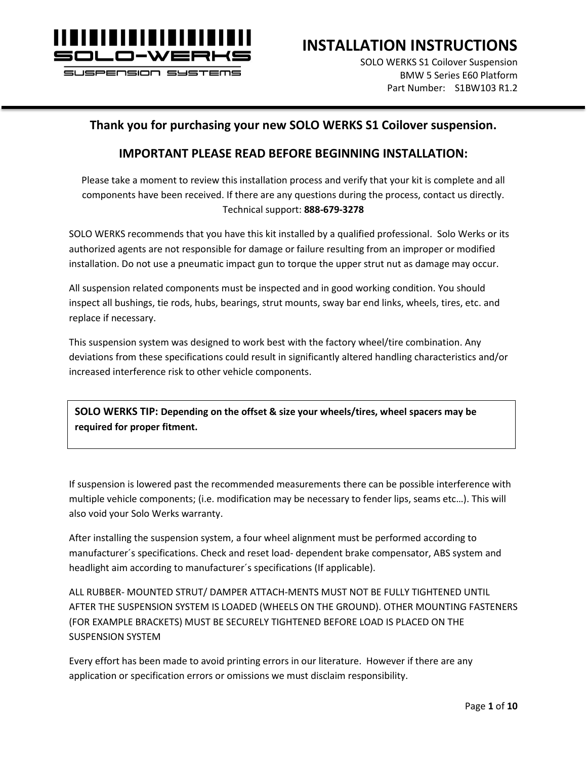# INSTALLATION INSTRUCTIONS

SOLO WERKS S1 Coilover Suspension
BMW 5 Series E60 Platform
Part Number: S1BW103 R1.2

## Thank you for purchasing your new SOLO WERKS S1 Coilover suspension.

## IMPORTANT PLEASE READ BEFORE BEGINNING INSTALLATION:

Please take a moment to review this installation process and verify that your kit is complete and all components have been received. If there are any questions during the process, contact us directly. Technical support: **888-679-3278**

SOLO WERKS recommends that you have this kit installed by a qualified professional. Solo Werks or its authorized agents are not responsible for damage or failure resulting from an improper or modified installation. Do not use a pneumatic impact gun to torque the upper strut nut as damage may occur.

All suspension related components must be inspected and in good working condition. You should inspect all bushings, tie rods, hubs, bearings, strut mounts, sway bar end links, wheels, tires, etc. and replace if necessary.

This suspension system was designed to work best with the factory wheel/tire combination. Any deviations from these specifications could result in significantly altered handling characteristics and/or increased interference risk to other vehicle components.

> **SOLO WERKS TIP: Depending on the offset & size your wheels/tires, wheel spacers may be required for proper fitment.**

If suspension is lowered past the recommended measurements there can be possible interference with multiple vehicle components; (i.e. modification may be necessary to fender lips, seams etc…). This will also void your Solo Werks warranty.

After installing the suspension system, a four wheel alignment must be performed according to manufacturer´s specifications. Check and reset load- dependent brake compensator, ABS system and headlight aim according to manufacturer´s specifications (If applicable).

ALL RUBBER- MOUNTED STRUT/ DAMPER ATTACH-MENTS MUST NOT BE FULLY TIGHTENED UNTIL AFTER THE SUSPENSION SYSTEM IS LOADED (WHEELS ON THE GROUND). OTHER MOUNTING FASTENERS (FOR EXAMPLE BRACKETS) MUST BE SECURELY TIGHTENED BEFORE LOAD IS PLACED ON THE SUSPENSION SYSTEM

Every effort has been made to avoid printing errors in our literature. However if there are any application or specification errors or omissions we must disclaim responsibility.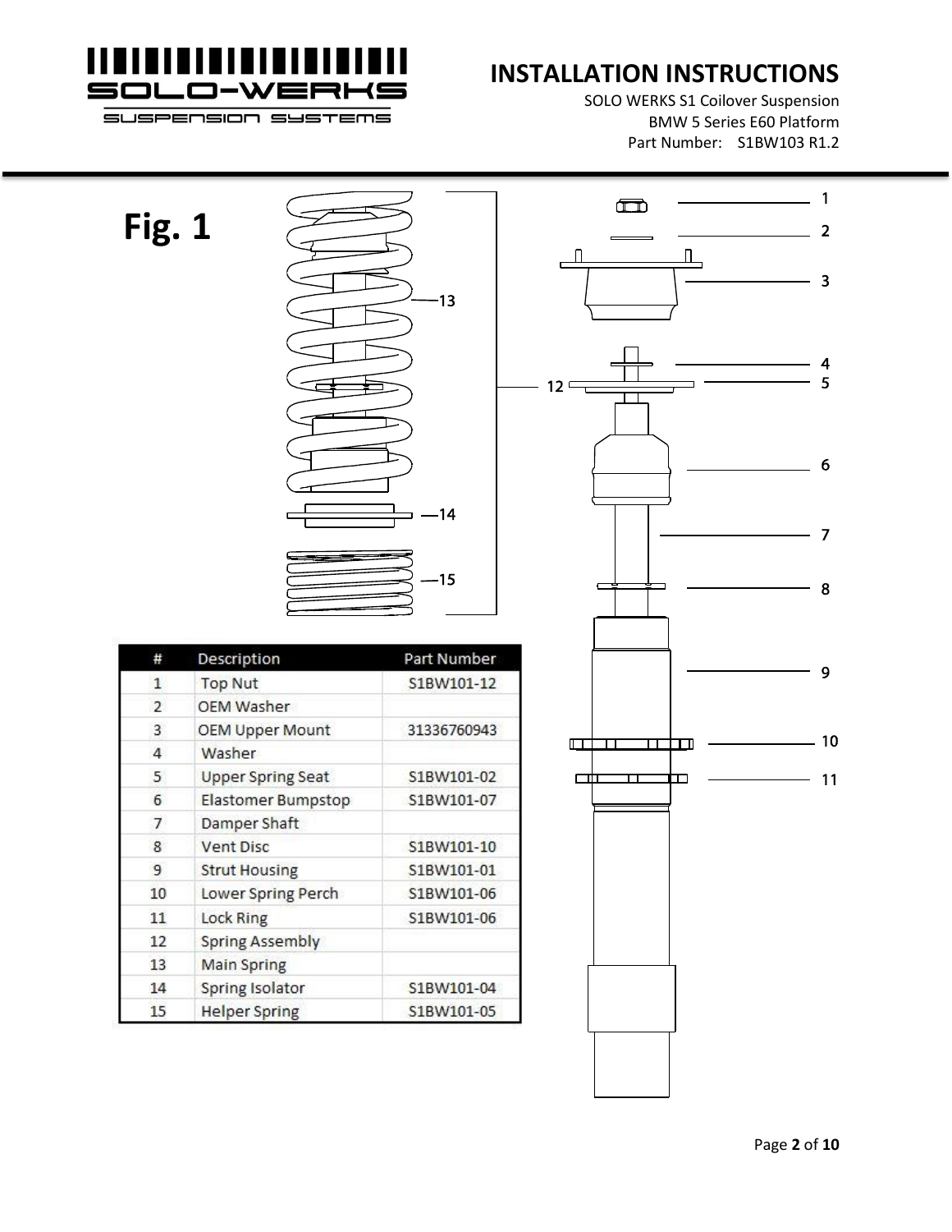# Fig. 1

| # | Description | Part Number |
|---|---|---|
| 1 | Top Nut | S1BW101-12 |
| 2 | OEM Washer | |
| 3 | OEM Upper Mount | 31336760943 |
| 4 | Washer | |
| 5 | Upper Spring Seat | S1BW101-02 |
| 6 | Elastomer Bumpstop | S1BW101-07 |
| 7 | Damper Shaft | |
| 8 | Vent Disc | S1BW101-10 |
| 9 | Strut Housing | S1BW101-01 |
| 10 | Lower Spring Perch | S1BW101-06 |
| 11 | Lock Ring | S1BW101-06 |
| 12 | Spring Assembly | |
| 13 | Main Spring | |
| 14 | Spring Isolator | S1BW101-04 |
| 15 | Helper Spring | S1BW101-05 |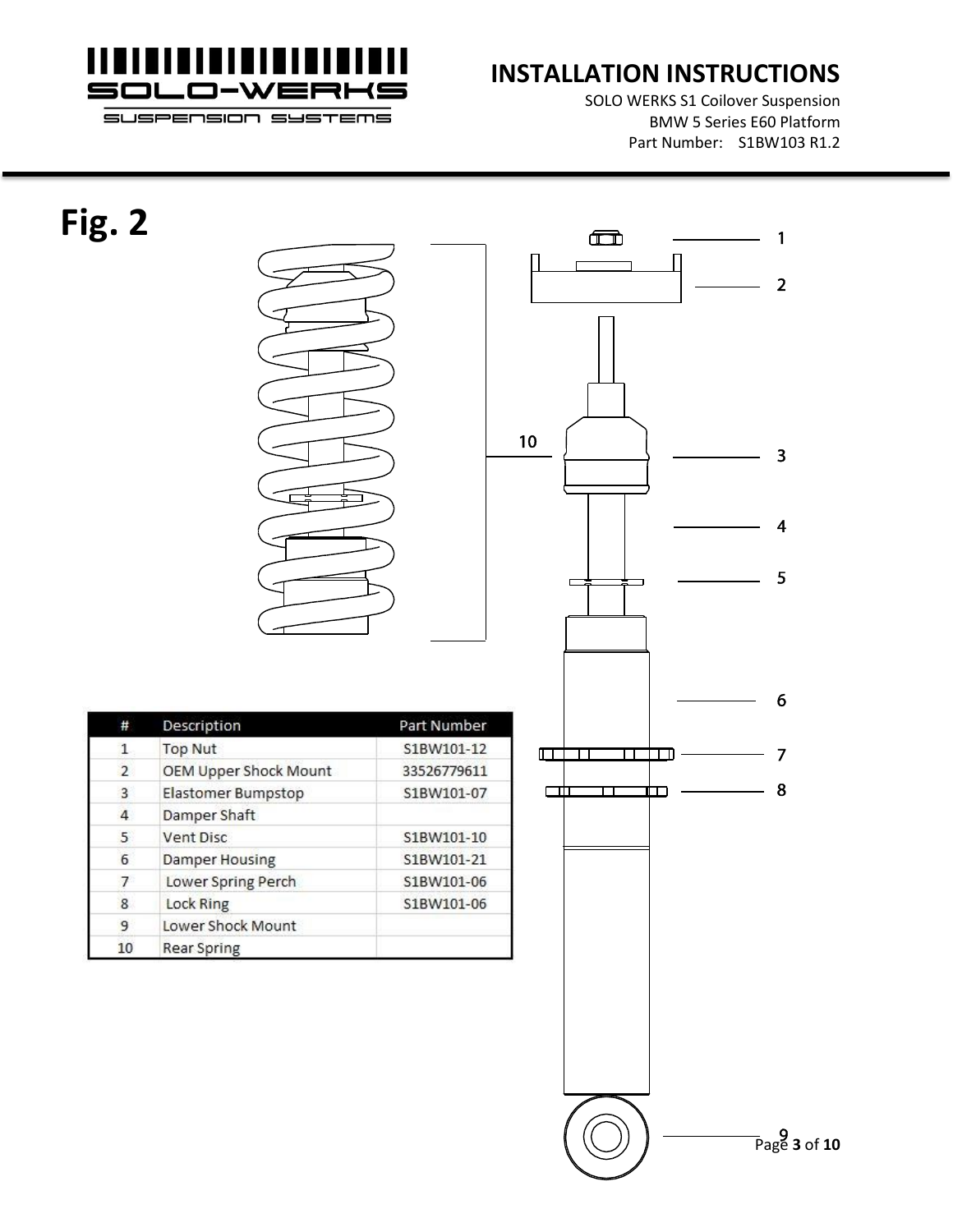## Fig. 2

| # | Description | Part Number |
|---|---|---|
| 1 | Top Nut | S1BW101-12 |
| 2 | OEM Upper Shock Mount | 33526779611 |
| 3 | Elastomer Bumpstop | S1BW101-07 |
| 4 | Damper Shaft | |
| 5 | Vent Disc | S1BW101-10 |
| 6 | Damper Housing | S1BW101-21 |
| 7 | Lower Spring Perch | S1BW101-06 |
| 8 | Lock Ring | S1BW101-06 |
| 9 | Lower Shock Mount | |
| 10 | Rear Spring | |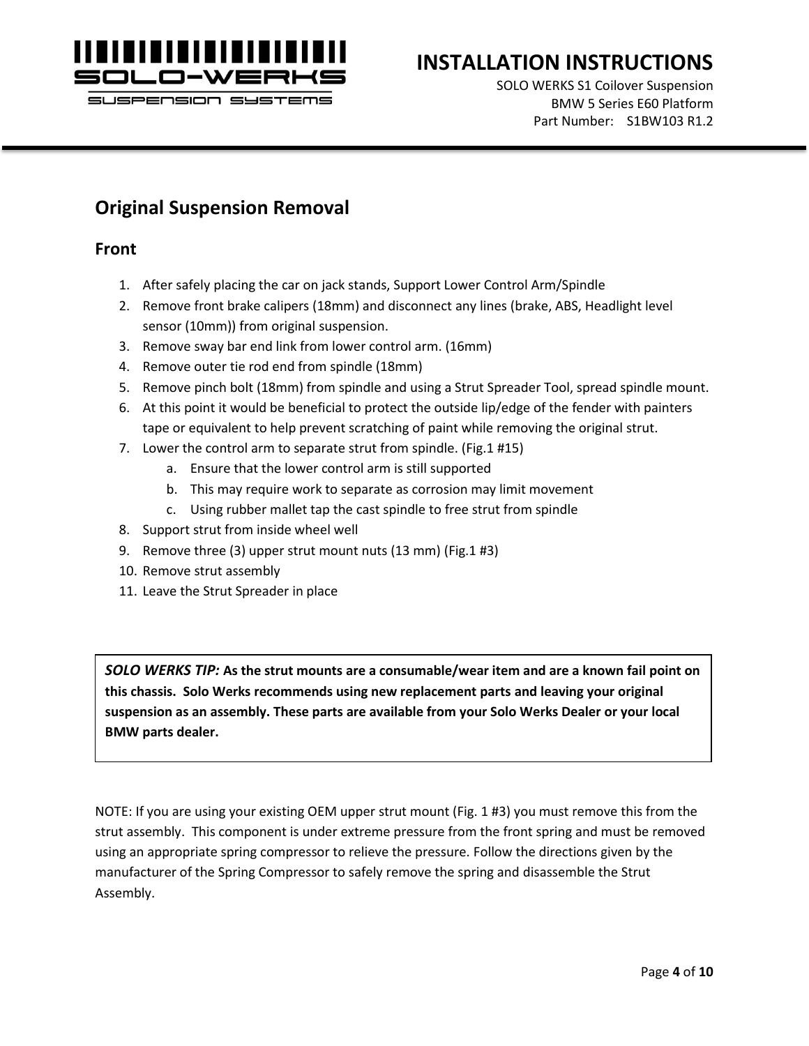## Original Suspension Removal

### Front

1. After safely placing the car on jack stands, Support Lower Control Arm/Spindle
2. Remove front brake calipers (18mm) and disconnect any lines (brake, ABS, Headlight level sensor (10mm)) from original suspension.
3. Remove sway bar end link from lower control arm. (16mm)
4. Remove outer tie rod end from spindle (18mm)
5. Remove pinch bolt (18mm) from spindle and using a Strut Spreader Tool, spread spindle mount.
6. At this point it would be beneficial to protect the outside lip/edge of the fender with painters tape or equivalent to help prevent scratching of paint while removing the original strut.
7. Lower the control arm to separate strut from spindle. (Fig.1 #15)
    a. Ensure that the lower control arm is still supported
    b. This may require work to separate as corrosion may limit movement
    c. Using rubber mallet tap the cast spindle to free strut from spindle
8. Support strut from inside wheel well
9. Remove three (3) upper strut mount nuts (13 mm) (Fig.1 #3)
10. Remove strut assembly
11. Leave the Strut Spreader in place

> ***SOLO WERKS TIP:*** **As the strut mounts are a consumable/wear item and are a known fail point on this chassis. Solo Werks recommends using new replacement parts and leaving your original suspension as an assembly. These parts are available from your Solo Werks Dealer or your local BMW parts dealer.**

NOTE: If you are using your existing OEM upper strut mount (Fig. 1 #3) you must remove this from the strut assembly. This component is under extreme pressure from the front spring and must be removed using an appropriate spring compressor to relieve the pressure. Follow the directions given by the manufacturer of the Spring Compressor to safely remove the spring and disassemble the Strut Assembly.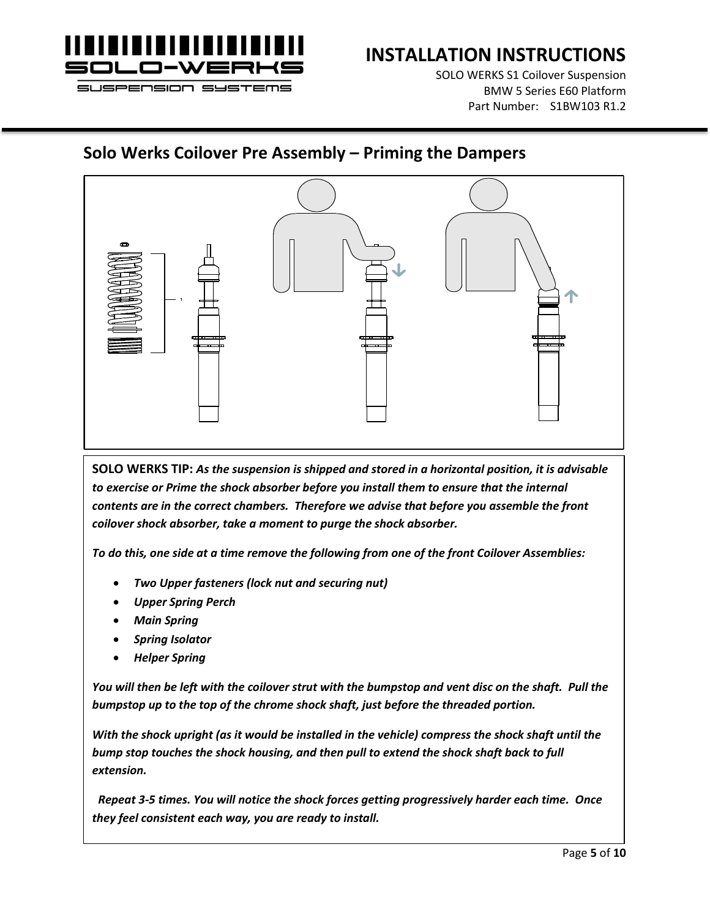## Solo Werks Coilover Pre Assembly – Priming the Dampers

**SOLO WERKS TIP:** ***As the suspension is shipped and stored in a horizontal position, it is advisable to exercise or Prime the shock absorber before you install them to ensure that the internal contents are in the correct chambers. Therefore we advise that before you assemble the front coilover shock absorber, take a moment to purge the shock absorber.***

***To do this, one side at a time remove the following from one of the front Coilover Assemblies:***

- ***Two Upper fasteners (lock nut and securing nut)***
- ***Upper Spring Perch***
- ***Main Spring***
- ***Spring Isolator***
- ***Helper Spring***

***You will then be left with the coilover strut with the bumpstop and vent disc on the shaft. Pull the bumpstop up to the top of the chrome shock shaft, just before the threaded portion.***

***With the shock upright (as it would be installed in the vehicle) compress the shock shaft until the bump stop touches the shock housing, and then pull to extend the shock shaft back to full extension.***

***Repeat 3-5 times. You will notice the shock forces getting progressively harder each time. Once they feel consistent each way, you are ready to install.***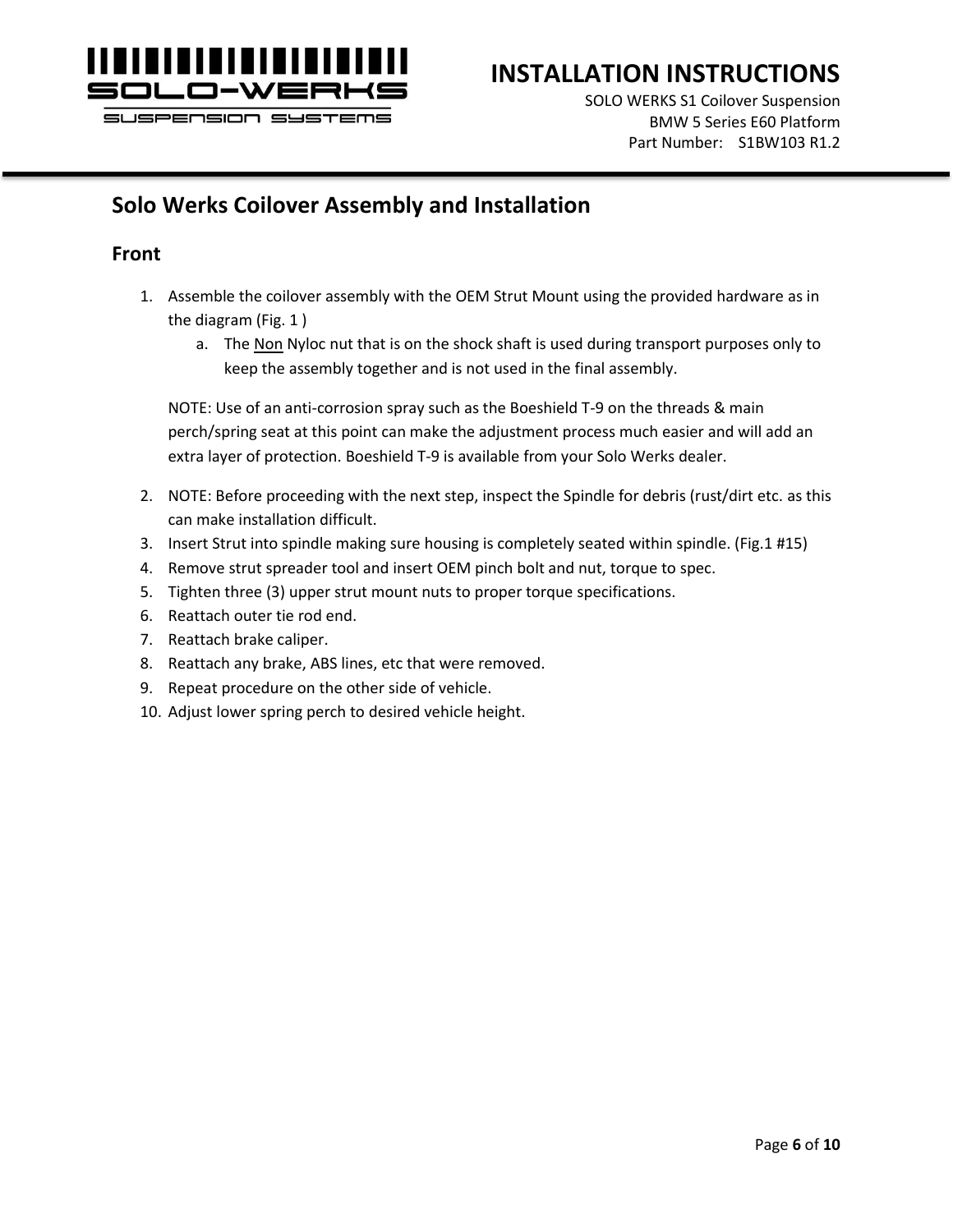# Solo Werks Coilover Assembly and Installation

## Front

1. Assemble the coilover assembly with the OEM Strut Mount using the provided hardware as in the diagram (Fig. 1 )
   a. The Non Nyloc nut that is on the shock shaft is used during transport purposes only to keep the assembly together and is not used in the final assembly.

   NOTE: Use of an anti-corrosion spray such as the Boeshield T-9 on the threads & main perch/spring seat at this point can make the adjustment process much easier and will add an extra layer of protection. Boeshield T-9 is available from your Solo Werks dealer.

2. NOTE: Before proceeding with the next step, inspect the Spindle for debris (rust/dirt etc. as this can make installation difficult.
3. Insert Strut into spindle making sure housing is completely seated within spindle. (Fig.1 #15)
4. Remove strut spreader tool and insert OEM pinch bolt and nut, torque to spec.
5. Tighten three (3) upper strut mount nuts to proper torque specifications.
6. Reattach outer tie rod end.
7. Reattach brake caliper.
8. Reattach any brake, ABS lines, etc that were removed.
9. Repeat procedure on the other side of vehicle.
10. Adjust lower spring perch to desired vehicle height.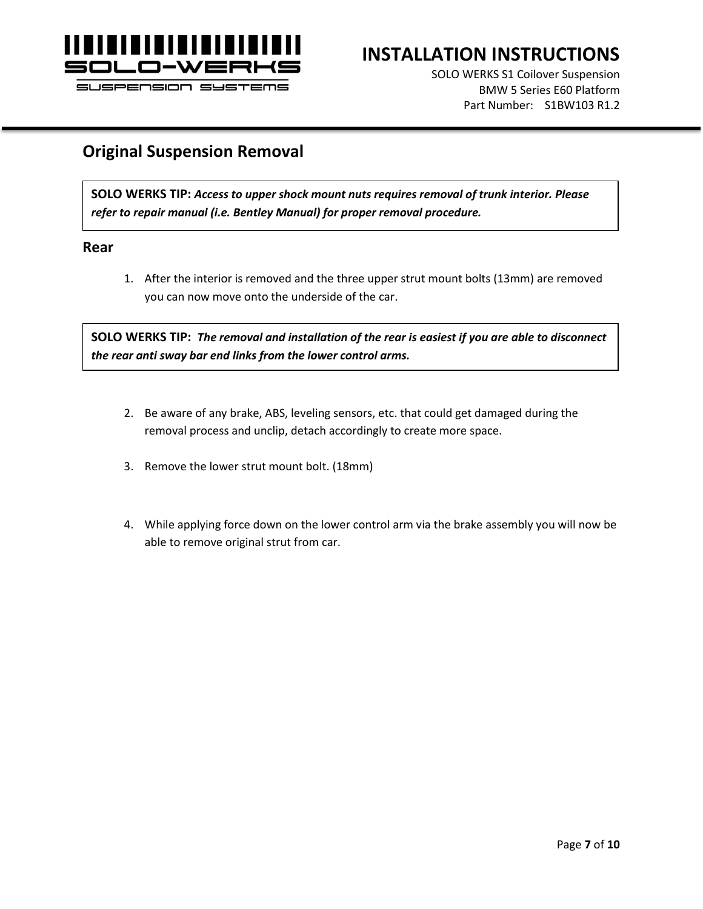## Original Suspension Removal

> **SOLO WERKS TIP:** ***Access to upper shock mount nuts requires removal of trunk interior. Please refer to repair manual (i.e. Bentley Manual) for proper removal procedure.***

### Rear

1. After the interior is removed and the three upper strut mount bolts (13mm) are removed you can now move onto the underside of the car.

> **SOLO WERKS TIP:** ***The removal and installation of the rear is easiest if you are able to disconnect the rear anti sway bar end links from the lower control arms.***

2. Be aware of any brake, ABS, leveling sensors, etc. that could get damaged during the removal process and unclip, detach accordingly to create more space.

3. Remove the lower strut mount bolt. (18mm)

4. While applying force down on the lower control arm via the brake assembly you will now be able to remove original strut from car.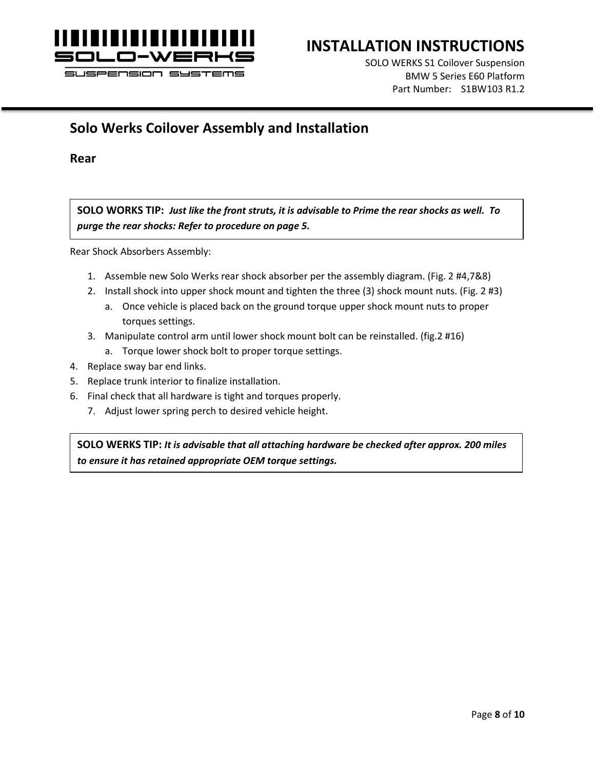## Solo Werks Coilover Assembly and Installation

### Rear

> **SOLO WORKS TIP:** ***Just like the front struts, it is advisable to Prime the rear shocks as well. To purge the rear shocks: Refer to procedure on page 5.***

Rear Shock Absorbers Assembly:

1. Assemble new Solo Werks rear shock absorber per the assembly diagram. (Fig. 2 #4,7&8)
2. Install shock into upper shock mount and tighten the three (3) shock mount nuts. (Fig. 2 #3)
   a. Once vehicle is placed back on the ground torque upper shock mount nuts to proper torques settings.
3. Manipulate control arm until lower shock mount bolt can be reinstalled. (fig.2 #16)
   a. Torque lower shock bolt to proper torque settings.
4. Replace sway bar end links.
5. Replace trunk interior to finalize installation.
6. Final check that all hardware is tight and torques properly.
7. Adjust lower spring perch to desired vehicle height.

> **SOLO WERKS TIP:** ***It is advisable that all attaching hardware be checked after approx. 200 miles to ensure it has retained appropriate OEM torque settings.***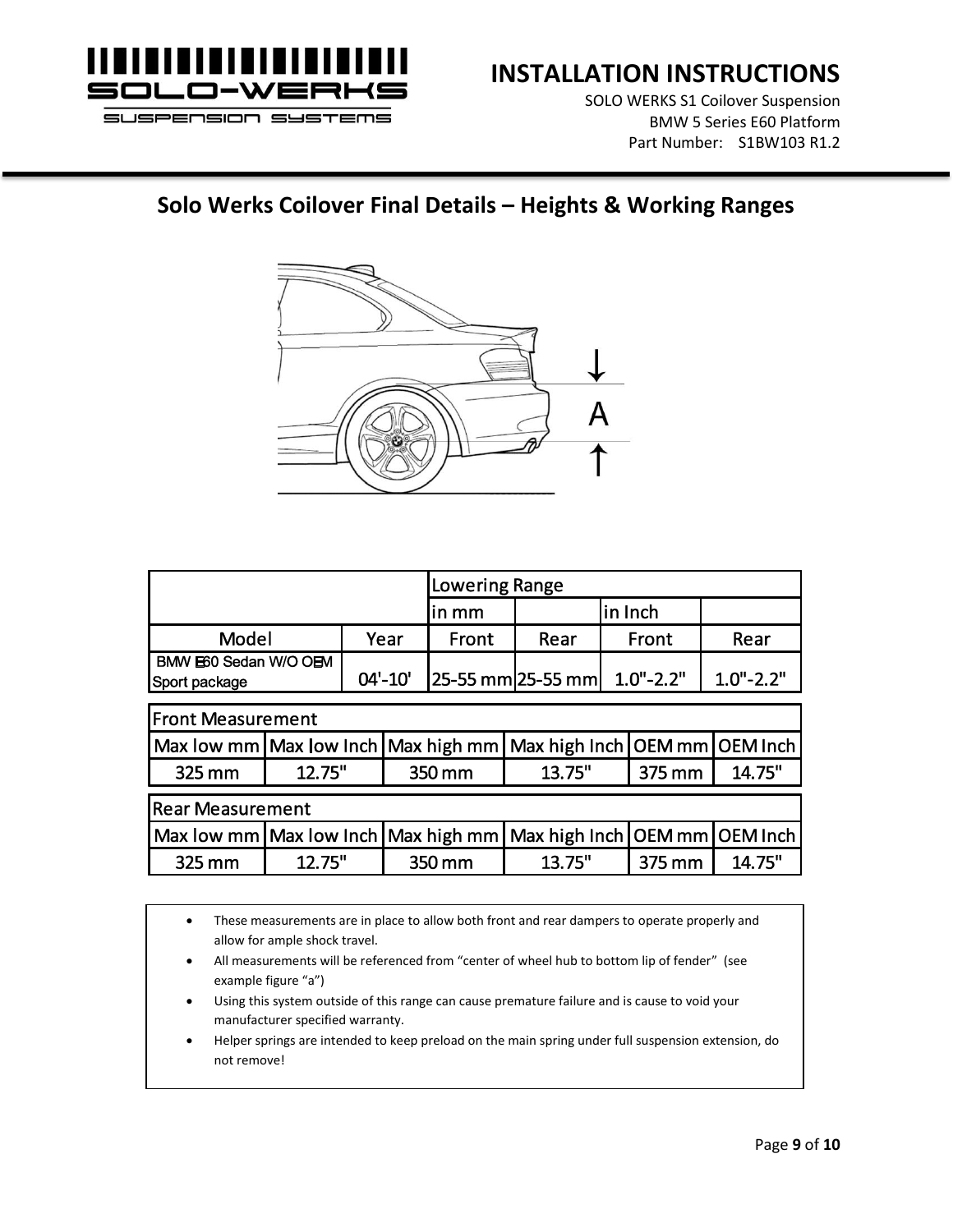## Solo Werks Coilover Final Details – Heights & Working Ranges

| | | Lowering Range | | | |
|---|---|---|---|---|---|
| | | in mm | | in Inch | |
| Model | Year | Front | Rear | Front | Rear |
| BMW E60 Sedan W/O OEM Sport package | 04'-10' | 25-55 mm | 25-55 mm | 1.0"-2.2" | 1.0"-2.2" |

| Front Measurement | | | | | |
|---|---|---|---|---|---|
| Max low mm | Max low Inch | Max high mm | Max high Inch | OEM mm | OEM Inch |
| 325 mm | 12.75" | 350 mm | 13.75" | 375 mm | 14.75" |

| Rear Measurement | | | | | |
|---|---|---|---|---|---|
| Max low mm | Max low Inch | Max high mm | Max high Inch | OEM mm | OEM Inch |
| 325 mm | 12.75" | 350 mm | 13.75" | 375 mm | 14.75" |

- These measurements are in place to allow both front and rear dampers to operate properly and allow for ample shock travel.
- All measurements will be referenced from "center of wheel hub to bottom lip of fender" (see example figure "a")
- Using this system outside of this range can cause premature failure and is cause to void your manufacturer specified warranty.
- Helper springs are intended to keep preload on the main spring under full suspension extension, do not remove!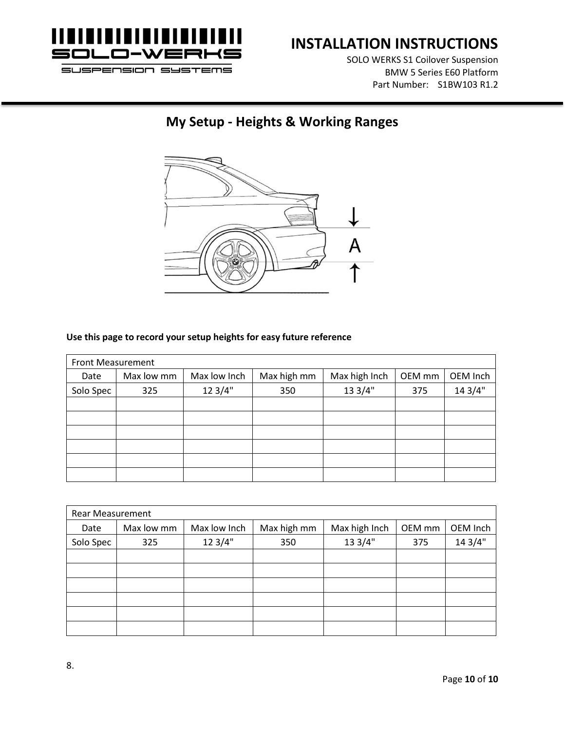## My Setup - Heights & Working Ranges

A

**Use this page to record your setup heights for easy future reference**

| Front Measurement | | | | | | |
|---|---|---|---|---|---|---|
| Date | Max low mm | Max low Inch | Max high mm | Max high Inch | OEM mm | OEM Inch |
| Solo Spec | 325 | 12 3/4" | 350 | 13 3/4" | 375 | 14 3/4" |
| | | | | | | |
| | | | | | | |
| | | | | | | |
| | | | | | | |
| | | | | | | |
| | | | | | | |

| Rear Measurement | | | | | | |
|---|---|---|---|---|---|---|
| Date | Max low mm | Max low Inch | Max high mm | Max high Inch | OEM mm | OEM Inch |
| Solo Spec | 325 | 12 3/4" | 350 | 13 3/4" | 375 | 14 3/4" |
| | | | | | | |
| | | | | | | |
| | | | | | | |
| | | | | | | |
| | | | | | | |
| | | | | | | |

8.